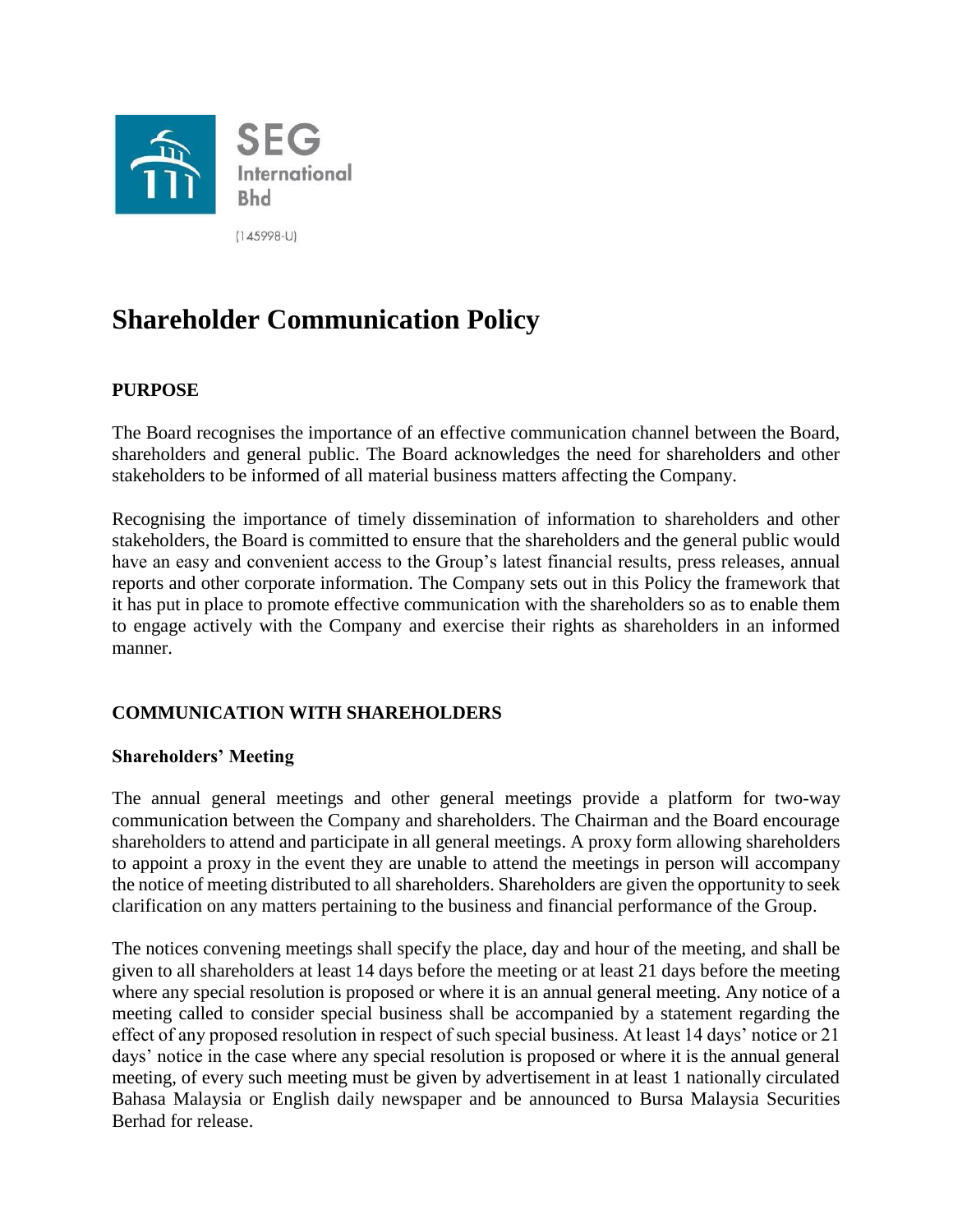SEG International Bhd

(145998-U)

# Shareholder Communication Policy

## PURPOSE

The Board recognises the importance of an effective communication channel between the Board, shareholders and general public. The Board acknowledges the need for shareholders and other stakeholders to be informed of all material business matters affecting the Company.

Recognising the importance of timely dissemination of information to shareholders and other stakeholders, the Board is committed to ensure that the shareholders and the general public would have an easy and convenient access to the Group's latest financial results, press releases, annual reports and other corporate information. The Company sets out in this Policy the framework that it has put in place to promote effective communication with the shareholders so as to enable them to engage actively with the Company and exercise their rights as shareholders in an informed manner.

## COMMUNICATION WITH SHAREHOLDERS

### Shareholders' Meeting

The annual general meetings and other general meetings provide a platform for two-way communication between the Company and shareholders. The Chairman and the Board encourage shareholders to attend and participate in all general meetings. A proxy form allowing shareholders to appoint a proxy in the event they are unable to attend the meetings in person will accompany the notice of meeting distributed to all shareholders. Shareholders are given the opportunity to seek clarification on any matters pertaining to the business and financial performance of the Group.

The notices convening meetings shall specify the place, day and hour of the meeting, and shall be given to all shareholders at least 14 days before the meeting or at least 21 days before the meeting where any special resolution is proposed or where it is an annual general meeting. Any notice of a meeting called to consider special business shall be accompanied by a statement regarding the effect of any proposed resolution in respect of such special business. At least 14 days' notice or 21 days' notice in the case where any special resolution is proposed or where it is the annual general meeting, of every such meeting must be given by advertisement in at least 1 nationally circulated Bahasa Malaysia or English daily newspaper and be announced to Bursa Malaysia Securities Berhad for release.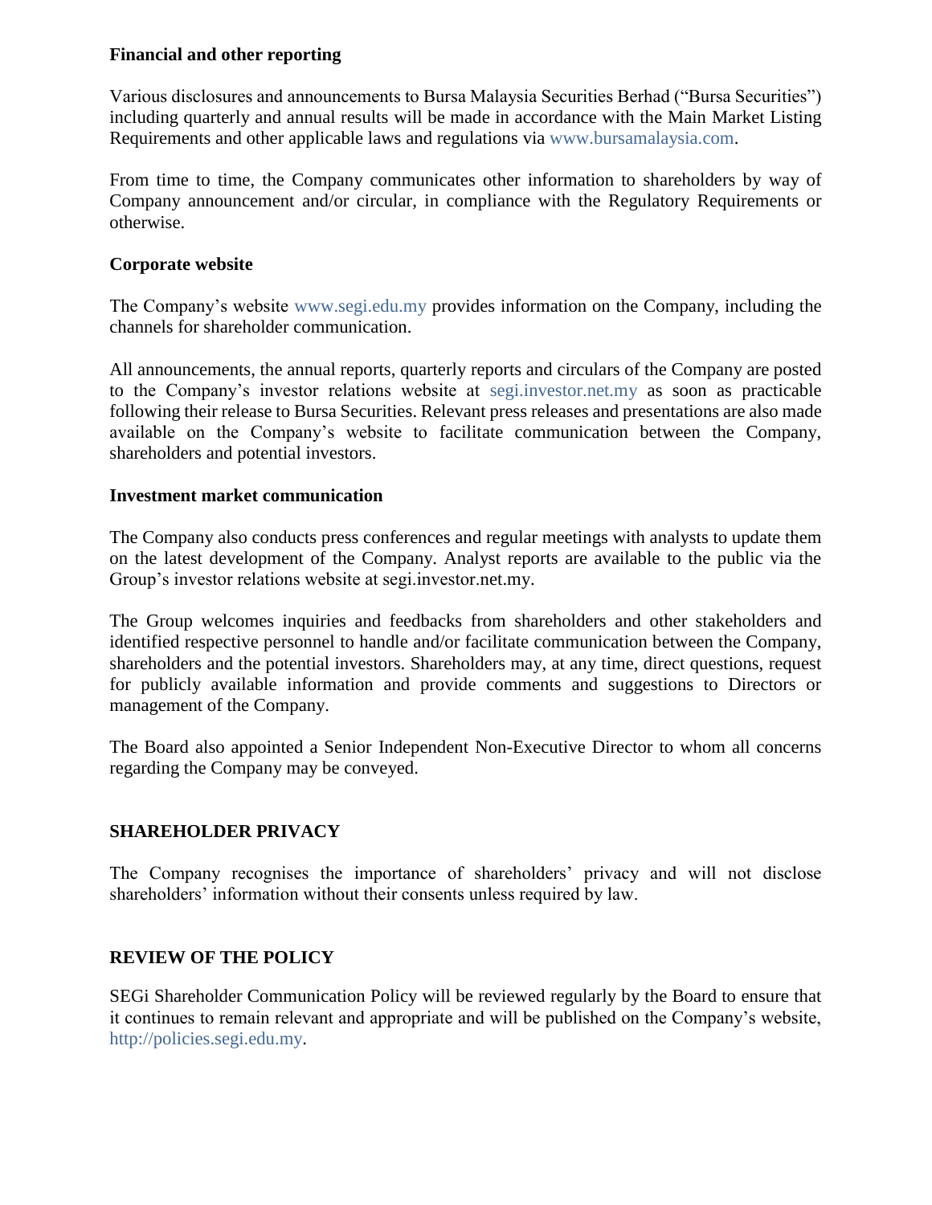**Financial and other reporting**

Various disclosures and announcements to Bursa Malaysia Securities Berhad ("Bursa Securities") including quarterly and annual results will be made in accordance with the Main Market Listing Requirements and other applicable laws and regulations via www.bursamalaysia.com.

From time to time, the Company communicates other information to shareholders by way of Company announcement and/or circular, in compliance with the Regulatory Requirements or otherwise.

**Corporate website**

The Company's website www.segi.edu.my provides information on the Company, including the channels for shareholder communication.

All announcements, the annual reports, quarterly reports and circulars of the Company are posted to the Company's investor relations website at segi.investor.net.my as soon as practicable following their release to Bursa Securities. Relevant press releases and presentations are also made available on the Company's website to facilitate communication between the Company, shareholders and potential investors.

**Investment market communication**

The Company also conducts press conferences and regular meetings with analysts to update them on the latest development of the Company. Analyst reports are available to the public via the Group's investor relations website at segi.investor.net.my.

The Group welcomes inquiries and feedbacks from shareholders and other stakeholders and identified respective personnel to handle and/or facilitate communication between the Company, shareholders and the potential investors. Shareholders may, at any time, direct questions, request for publicly available information and provide comments and suggestions to Directors or management of the Company.

The Board also appointed a Senior Independent Non-Executive Director to whom all concerns regarding the Company may be conveyed.

## SHAREHOLDER PRIVACY

The Company recognises the importance of shareholders' privacy and will not disclose shareholders' information without their consents unless required by law.

## REVIEW OF THE POLICY

SEGi Shareholder Communication Policy will be reviewed regularly by the Board to ensure that it continues to remain relevant and appropriate and will be published on the Company's website, http://policies.segi.edu.my.